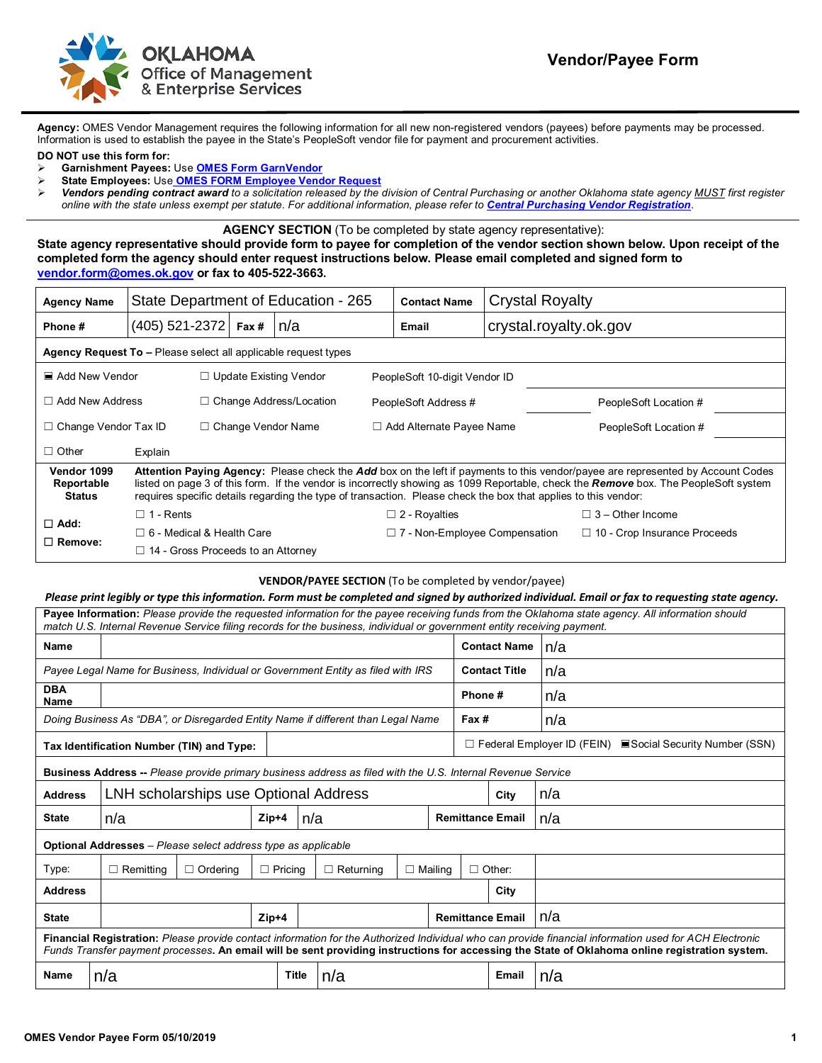# OKLAHOMA Office of Management & Enterprise Services

# Vendor/Payee Form

**Agency:** OMES Vendor Management requires the following information for all new non-registered vendors (payees) before payments may be processed. Information is used to establish the payee in the State's PeopleSoft vendor file for payment and procurement activities.

**DO NOT use this form for:**

- **Garnishment Payees:** Use OMES Form GarnVendor
- **State Employees:** Use OMES FORM Employee Vendor Request
- ***Vendors pending contract award*** *to a solicitation released by the division of Central Purchasing or another Oklahoma state agency MUST first register online with the state unless exempt per statute. For additional information, please refer to* ***Central Purchasing Vendor Registration****.*

**AGENCY SECTION** (To be completed by state agency representative):

**State agency representative should provide form to payee for completion of the vendor section shown below. Upon receipt of the completed form the agency should enter request instructions below. Please email completed and signed form to vendor.form@omes.ok.gov or fax to 405-522-3663.**

| **Agency Name** | State Department of Education - 265 | | | **Contact Name** | Crystal Royalty |
|---|---|---|---|---|---|
| **Phone #** | (405) 521-2372 | **Fax #** | n/a | **Email** | crystal.royalty.ok.gov |

**Agency Request To –** Please select all applicable request types

| | | | | | |
|---|---|---|---|---|---|
| ☒ Add New Vendor | ☐ Update Existing Vendor | PeopleSoft 10-digit Vendor ID | | | |
| ☐ Add New Address | ☐ Change Address/Location | PeopleSoft Address # | | PeopleSoft Location # | |
| ☐ Change Vendor Tax ID | ☐ Change Vendor Name | ☐ Add Alternate Payee Name | | PeopleSoft Location # | |
| ☐ Other | Explain | | | | |

**Vendor 1099 Reportable Status**

**Attention Paying Agency:** Please check the ***Add*** box on the left if payments to this vendor/payee are represented by Account Codes listed on page 3 of this form. If the vendor is incorrectly showing as 1099 Reportable, check the ***Remove*** box. The PeopleSoft system requires specific details regarding the type of transaction. Please check the box that applies to this vendor:

| | | | |
|---|---|---|---|
| ☐ **Add:** | ☐ 1 - Rents | ☐ 2 - Royalties | ☐ 3 – Other Income |
| ☐ **Remove:** | ☐ 6 - Medical & Health Care | ☐ 7 - Non-Employee Compensation | ☐ 10 - Crop Insurance Proceeds |
| | ☐ 14 - Gross Proceeds to an Attorney | | |

**VENDOR/PAYEE SECTION** (To be completed by vendor/payee)

***Please print legibly or type this information. Form must be completed and signed by authorized individual. Email or fax to requesting state agency.***

**Payee Information:** *Please provide the requested information for the payee receiving funds from the Oklahoma state agency. All information should match U.S. Internal Revenue Service filing records for the business, individual or government entity receiving payment.*

| | | | |
|---|---|---|---|
| **Name** | | **Contact Name** | n/a |
| *Payee Legal Name for Business, Individual or Government Entity as filed with IRS* | | **Contact Title** | n/a |
| **DBA Name** | | **Phone #** | n/a |
| *Doing Business As "DBA", or Disregarded Entity Name if different than Legal Name* | | **Fax #** | n/a |
| **Tax Identification Number (TIN) and Type:** | | ☐ Federal Employer ID (FEIN) | ☒ Social Security Number (SSN) |

**Business Address --** *Please provide primary business address as filed with the U.S. Internal Revenue Service*

| | | | |
|---|---|---|---|
| **Address** | LNH scholarships use Optional Address | **City** | n/a |
| **State** | n/a | **Zip+4** | n/a |
| **Remittance Email** | n/a | | |

**Optional Addresses** – *Please select address type as applicable*

| | | | | | | |
|---|---|---|---|---|---|---|
| Type: | ☐ Remitting | ☐ Ordering | ☐ Pricing | ☐ Returning | ☐ Mailing | ☐ Other: |
| **Address** | | | | | **City** | |
| **State** | | **Zip+4** | | | **Remittance Email** | n/a |

**Financial Registration:** *Please provide contact information for the Authorized Individual who can provide financial information used for ACH Electronic Funds Transfer payment processes***. An email will be sent providing instructions for accessing the State of Oklahoma online registration system.**

| **Name** | n/a | **Title** | n/a | **Email** | n/a |
|---|---|---|---|---|---|

OMES Vendor Payee Form 05/10/2019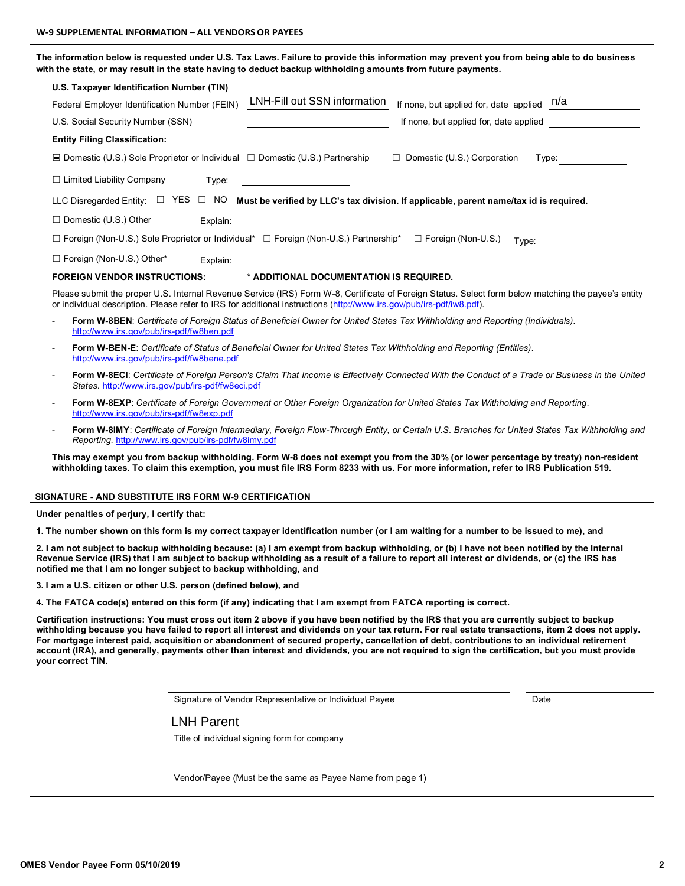## W-9 SUPPLEMENTAL INFORMATION – ALL VENDORS OR PAYEES

**The information below is requested under U.S. Tax Laws. Failure to provide this information may prevent you from being able to do business with the state, or may result in the state having to deduct backup withholding amounts from future payments.**

**U.S. Taxpayer Identification Number (TIN)**

Federal Employer Identification Number (FEIN) LNH-Fill out SSN information If none, but applied for, date applied n/a

U.S. Social Security Number (SSN) ____________ If none, but applied for, date applied ____________

**Entity Filing Classification:**

■ Domestic (U.S.) Sole Proprietor or Individual ☐ Domestic (U.S.) Partnership ☐ Domestic (U.S.) Corporation Type: ____________

☐ Limited Liability Company Type: ____________

LLC Disregarded Entity: ☐ YES ☐ NO **Must be verified by LLC's tax division. If applicable, parent name/tax id is required.**

☐ Domestic (U.S.) Other Explain: ____________

☐ Foreign (Non-U.S.) Sole Proprietor or Individual* ☐ Foreign (Non-U.S.) Partnership* ☐ Foreign (Non-U.S.) Type: ____________

☐ Foreign (Non-U.S.) Other* Explain: ____________

**FOREIGN VENDOR INSTRUCTIONS: * ADDITIONAL DOCUMENTATION IS REQUIRED.**

Please submit the proper U.S. Internal Revenue Service (IRS) Form W-8, Certificate of Foreign Status. Select form below matching the payee's entity or individual description. Please refer to IRS for additional instructions (http://www.irs.gov/pub/irs-pdf/iw8.pdf).

- **Form W-8BEN**: *Certificate of Foreign Status of Beneficial Owner for United States Tax Withholding and Reporting (Individuals).* http://www.irs.gov/pub/irs-pdf/fw8ben.pdf
- **Form W-BEN-E**: *Certificate of Status of Beneficial Owner for United States Tax Withholding and Reporting (Entities).* http://www.irs.gov/pub/irs-pdf/fw8bene.pdf
- **Form W-8ECI**: *Certificate of Foreign Person's Claim That Income is Effectively Connected With the Conduct of a Trade or Business in the United States.* http://www.irs.gov/pub/irs-pdf/fw8eci.pdf
- **Form W-8EXP**: *Certificate of Foreign Government or Other Foreign Organization for United States Tax Withholding and Reporting.* http://www.irs.gov/pub/irs-pdf/fw8exp.pdf
- **Form W-8IMY**: *Certificate of Foreign Intermediary, Foreign Flow-Through Entity, or Certain U.S. Branches for United States Tax Withholding and Reporting.* http://www.irs.gov/pub/irs-pdf/fw8imy.pdf

**This may exempt you from backup withholding. Form W-8 does not exempt you from the 30% (or lower percentage by treaty) non-resident withholding taxes. To claim this exemption, you must file IRS Form 8233 with us. For more information, refer to IRS Publication 519.**

## SIGNATURE - AND SUBSTITUTE IRS FORM W-9 CERTIFICATION

**Under penalties of perjury, I certify that:**

**1. The number shown on this form is my correct taxpayer identification number (or I am waiting for a number to be issued to me), and**

**2. I am not subject to backup withholding because: (a) I am exempt from backup withholding, or (b) I have not been notified by the Internal Revenue Service (IRS) that I am subject to backup withholding as a result of a failure to report all interest or dividends, or (c) the IRS has notified me that I am no longer subject to backup withholding, and**

**3. I am a U.S. citizen or other U.S. person (defined below), and**

**4. The FATCA code(s) entered on this form (if any) indicating that I am exempt from FATCA reporting is correct.**

**Certification instructions: You must cross out item 2 above if you have been notified by the IRS that you are currently subject to backup withholding because you have failed to report all interest and dividends on your tax return. For real estate transactions, item 2 does not apply. For mortgage interest paid, acquisition or abandonment of secured property, cancellation of debt, contributions to an individual retirement account (IRA), and generally, payments other than interest and dividends, you are not required to sign the certification, but you must provide your correct TIN.**

____________ Signature of Vendor Representative or Individual Payee ____________ Date

LNH Parent

Title of individual signing form for company

____________

Vendor/Payee (Must be the same as Payee Name from page 1)